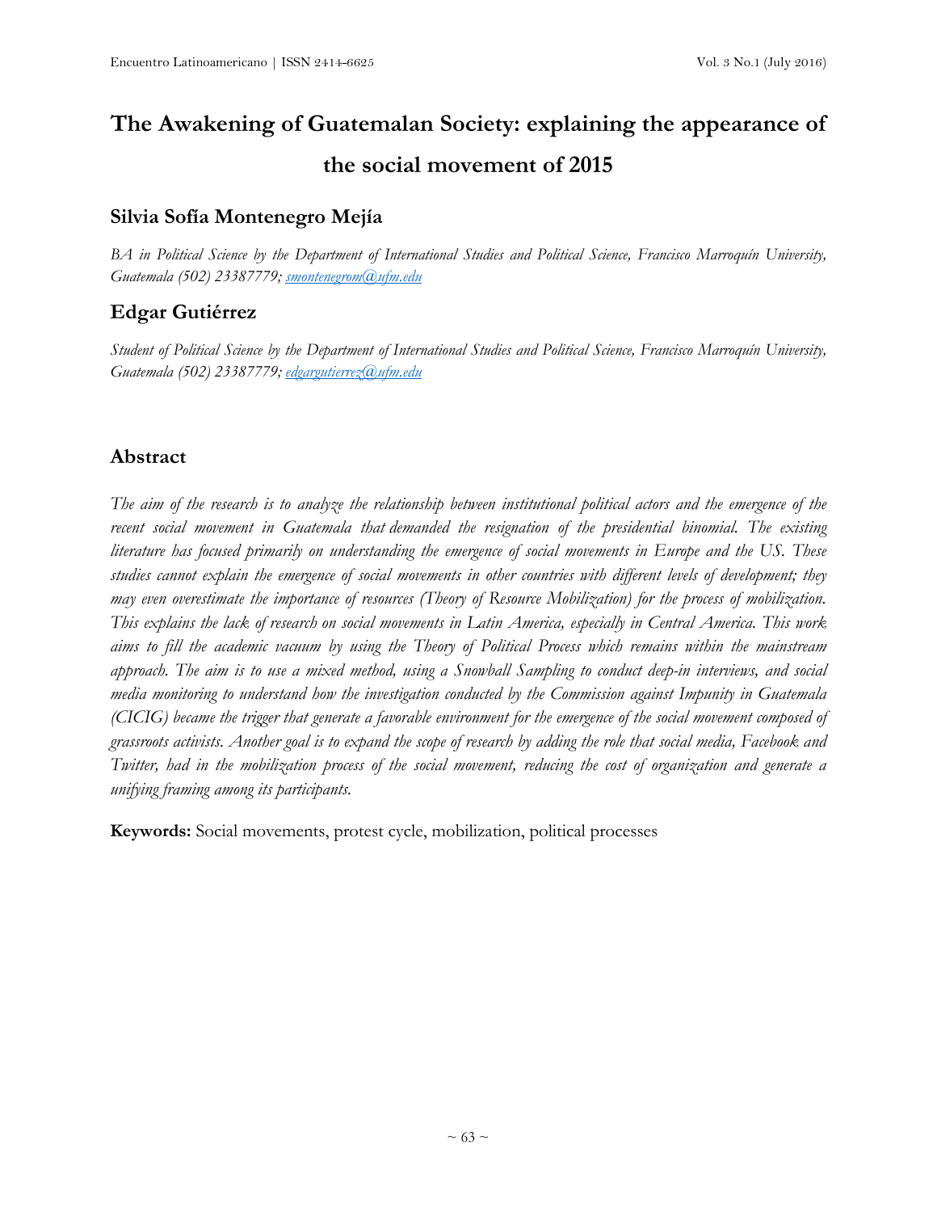# The Awakening of Guatemalan Society: explaining the appearance of the social movement of 2015

## Silvia Sofía Montenegro Mejía

*BA in Political Science by the Department of International Studies and Political Science, Francisco Marroquín University, Guatemala (502) 23387779; smontenegrom@ufm.edu*

## Edgar Gutiérrez

*Student of Political Science by the Department of International Studies and Political Science, Francisco Marroquín University, Guatemala (502) 23387779; edgargutierrez@ufm.edu*

## Abstract

*The aim of the research is to analyze the relationship between institutional political actors and the emergence of the recent social movement in Guatemala that demanded the resignation of the presidential binomial. The existing literature has focused primarily on understanding the emergence of social movements in Europe and the US. These studies cannot explain the emergence of social movements in other countries with different levels of development; they may even overestimate the importance of resources (Theory of Resource Mobilization) for the process of mobilization. This explains the lack of research on social movements in Latin America, especially in Central America. This work aims to fill the academic vacuum by using the Theory of Political Process which remains within the mainstream approach. The aim is to use a mixed method, using a Snowball Sampling to conduct deep-in interviews, and social media monitoring to understand how the investigation conducted by the Commission against Impunity in Guatemala (CICIG) became the trigger that generate a favorable environment for the emergence of the social movement composed of grassroots activists. Another goal is to expand the scope of research by adding the role that social media, Facebook and Twitter, had in the mobilization process of the social movement, reducing the cost of organization and generate a unifying framing among its participants.*

**Keywords:** Social movements, protest cycle, mobilization, political processes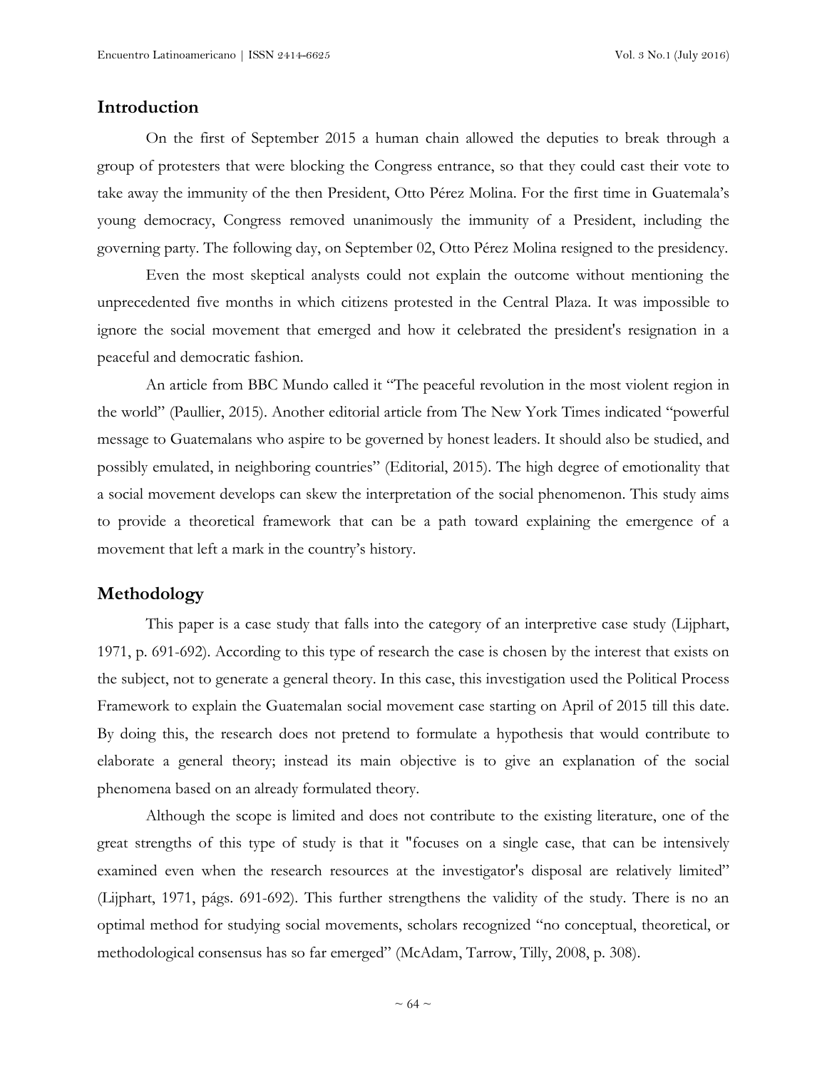## Introduction

On the first of September 2015 a human chain allowed the deputies to break through a group of protesters that were blocking the Congress entrance, so that they could cast their vote to take away the immunity of the then President, Otto Pérez Molina. For the first time in Guatemala's young democracy, Congress removed unanimously the immunity of a President, including the governing party. The following day, on September 02, Otto Pérez Molina resigned to the presidency.

Even the most skeptical analysts could not explain the outcome without mentioning the unprecedented five months in which citizens protested in the Central Plaza. It was impossible to ignore the social movement that emerged and how it celebrated the president's resignation in a peaceful and democratic fashion.

An article from BBC Mundo called it "The peaceful revolution in the most violent region in the world" (Paullier, 2015). Another editorial article from The New York Times indicated "powerful message to Guatemalans who aspire to be governed by honest leaders. It should also be studied, and possibly emulated, in neighboring countries" (Editorial, 2015). The high degree of emotionality that a social movement develops can skew the interpretation of the social phenomenon. This study aims to provide a theoretical framework that can be a path toward explaining the emergence of a movement that left a mark in the country's history.

## Methodology

This paper is a case study that falls into the category of an interpretive case study (Lijphart, 1971, p. 691-692). According to this type of research the case is chosen by the interest that exists on the subject, not to generate a general theory. In this case, this investigation used the Political Process Framework to explain the Guatemalan social movement case starting on April of 2015 till this date. By doing this, the research does not pretend to formulate a hypothesis that would contribute to elaborate a general theory; instead its main objective is to give an explanation of the social phenomena based on an already formulated theory.

Although the scope is limited and does not contribute to the existing literature, one of the great strengths of this type of study is that it "focuses on a single case, that can be intensively examined even when the research resources at the investigator's disposal are relatively limited" (Lijphart, 1971, págs. 691-692). This further strengthens the validity of the study. There is no an optimal method for studying social movements, scholars recognized "no conceptual, theoretical, or methodological consensus has so far emerged" (McAdam, Tarrow, Tilly, 2008, p. 308).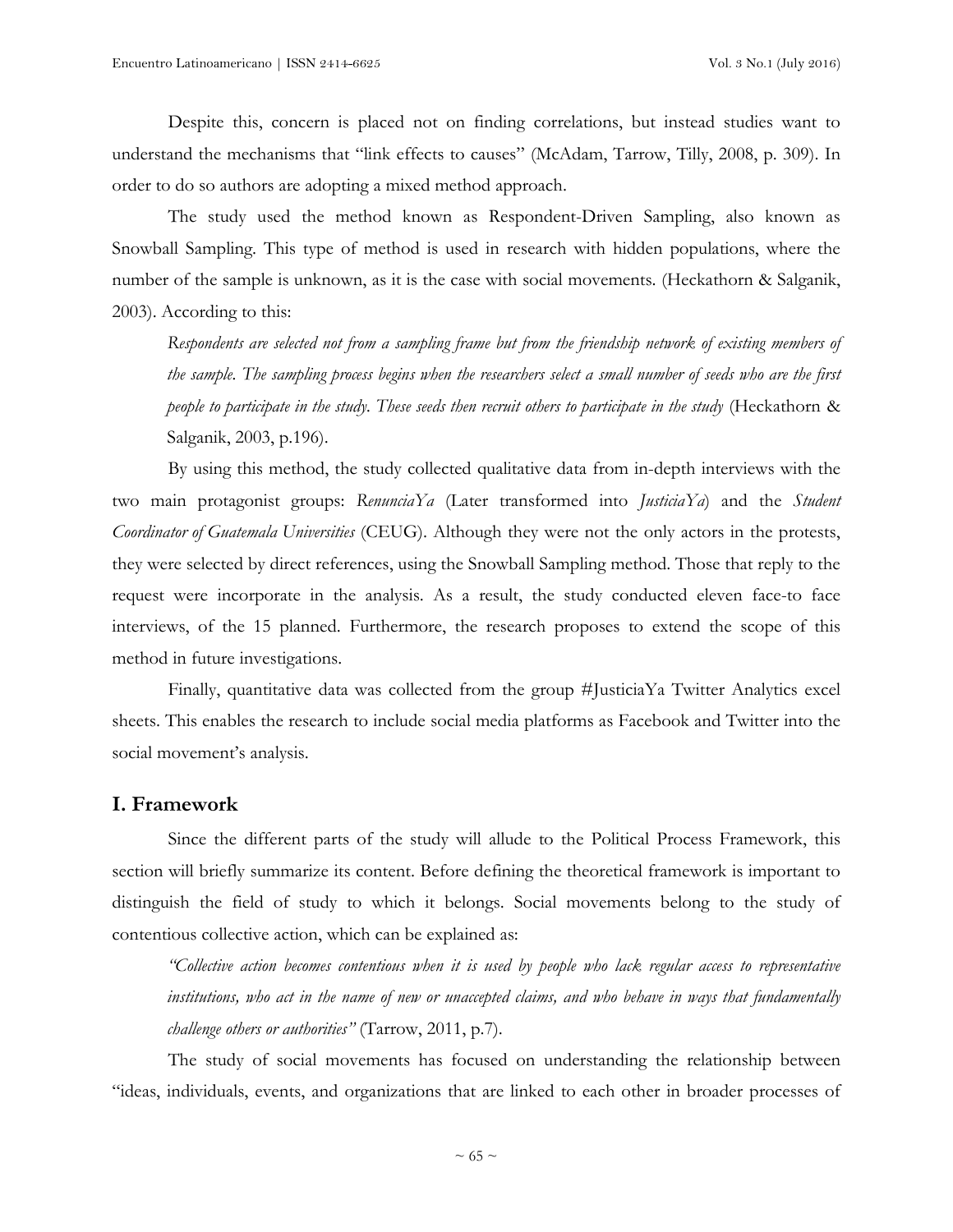Despite this, concern is placed not on finding correlations, but instead studies want to understand the mechanisms that "link effects to causes" (McAdam, Tarrow, Tilly, 2008, p. 309). In order to do so authors are adopting a mixed method approach.

The study used the method known as Respondent-Driven Sampling, also known as Snowball Sampling. This type of method is used in research with hidden populations, where the number of the sample is unknown, as it is the case with social movements. (Heckathorn & Salganik, 2003). According to this:

> *Respondents are selected not from a sampling frame but from the friendship network of existing members of the sample. The sampling process begins when the researchers select a small number of seeds who are the first people to participate in the study. These seeds then recruit others to participate in the study* (Heckathorn & Salganik, 2003, p.196).

By using this method, the study collected qualitative data from in-depth interviews with the two main protagonist groups: *RenunciaYa* (Later transformed into *JusticiaYa*) and the *Student Coordinator of Guatemala Universities* (CEUG). Although they were not the only actors in the protests, they were selected by direct references, using the Snowball Sampling method. Those that reply to the request were incorporate in the analysis. As a result, the study conducted eleven face-to face interviews, of the 15 planned. Furthermore, the research proposes to extend the scope of this method in future investigations.

Finally, quantitative data was collected from the group #JusticiaYa Twitter Analytics excel sheets. This enables the research to include social media platforms as Facebook and Twitter into the social movement's analysis.

## I. Framework

Since the different parts of the study will allude to the Political Process Framework, this section will briefly summarize its content. Before defining the theoretical framework is important to distinguish the field of study to which it belongs. Social movements belong to the study of contentious collective action, which can be explained as:

> *"Collective action becomes contentious when it is used by people who lack regular access to representative institutions, who act in the name of new or unaccepted claims, and who behave in ways that fundamentally challenge others or authorities"* (Tarrow, 2011, p.7).

The study of social movements has focused on understanding the relationship between "ideas, individuals, events, and organizations that are linked to each other in broader processes of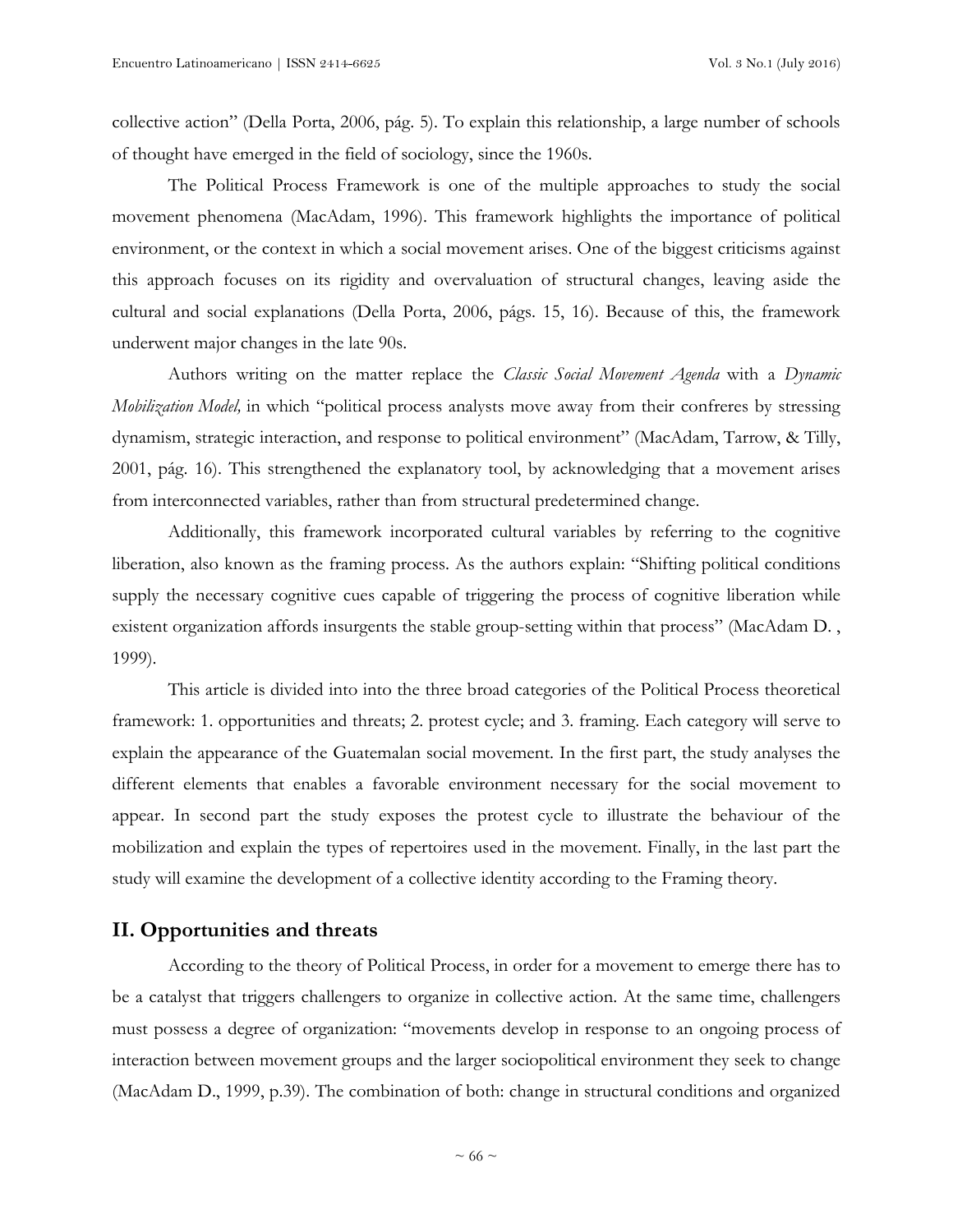collective action" (Della Porta, 2006, pág. 5). To explain this relationship, a large number of schools of thought have emerged in the field of sociology, since the 1960s.

The Political Process Framework is one of the multiple approaches to study the social movement phenomena (MacAdam, 1996). This framework highlights the importance of political environment, or the context in which a social movement arises. One of the biggest criticisms against this approach focuses on its rigidity and overvaluation of structural changes, leaving aside the cultural and social explanations (Della Porta, 2006, págs. 15, 16). Because of this, the framework underwent major changes in the late 90s.

Authors writing on the matter replace the *Classic Social Movement Agenda* with a *Dynamic Mobilization Model,* in which "political process analysts move away from their confreres by stressing dynamism, strategic interaction, and response to political environment" (MacAdam, Tarrow, & Tilly, 2001, pág. 16). This strengthened the explanatory tool, by acknowledging that a movement arises from interconnected variables, rather than from structural predetermined change.

Additionally, this framework incorporated cultural variables by referring to the cognitive liberation, also known as the framing process. As the authors explain: "Shifting political conditions supply the necessary cognitive cues capable of triggering the process of cognitive liberation while existent organization affords insurgents the stable group-setting within that process" (MacAdam D. , 1999).

This article is divided into into the three broad categories of the Political Process theoretical framework: 1. opportunities and threats; 2. protest cycle; and 3. framing. Each category will serve to explain the appearance of the Guatemalan social movement. In the first part, the study analyses the different elements that enables a favorable environment necessary for the social movement to appear. In second part the study exposes the protest cycle to illustrate the behaviour of the mobilization and explain the types of repertoires used in the movement. Finally, in the last part the study will examine the development of a collective identity according to the Framing theory.

## II. Opportunities and threats

According to the theory of Political Process, in order for a movement to emerge there has to be a catalyst that triggers challengers to organize in collective action. At the same time, challengers must possess a degree of organization: "movements develop in response to an ongoing process of interaction between movement groups and the larger sociopolitical environment they seek to change (MacAdam D., 1999, p.39). The combination of both: change in structural conditions and organized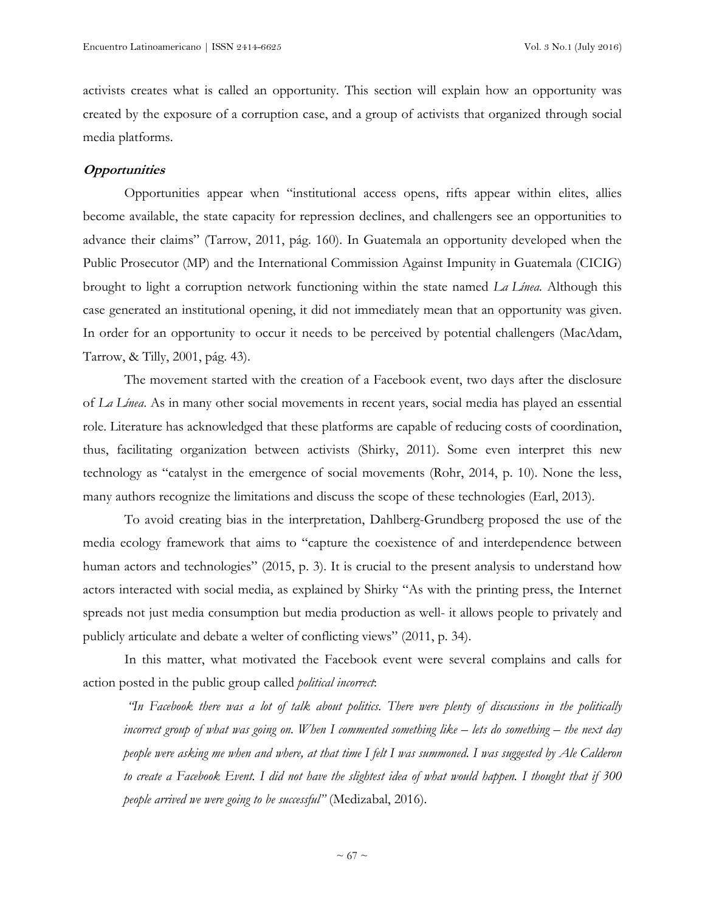activists creates what is called an opportunity. This section will explain how an opportunity was created by the exposure of a corruption case, and a group of activists that organized through social media platforms.

### ***Opportunities***

Opportunities appear when "institutional access opens, rifts appear within elites, allies become available, the state capacity for repression declines, and challengers see an opportunities to advance their claims" (Tarrow, 2011, pág. 160). In Guatemala an opportunity developed when the Public Prosecutor (MP) and the International Commission Against Impunity in Guatemala (CICIG) brought to light a corruption network functioning within the state named *La Línea*. Although this case generated an institutional opening, it did not immediately mean that an opportunity was given. In order for an opportunity to occur it needs to be perceived by potential challengers (MacAdam, Tarrow, & Tilly, 2001, pág. 43).

The movement started with the creation of a Facebook event, two days after the disclosure of *La Línea*. As in many other social movements in recent years, social media has played an essential role. Literature has acknowledged that these platforms are capable of reducing costs of coordination, thus, facilitating organization between activists (Shirky, 2011). Some even interpret this new technology as "catalyst in the emergence of social movements (Rohr, 2014, p. 10). None the less, many authors recognize the limitations and discuss the scope of these technologies (Earl, 2013).

To avoid creating bias in the interpretation, Dahlberg-Grundberg proposed the use of the media ecology framework that aims to "capture the coexistence of and interdependence between human actors and technologies" (2015, p. 3). It is crucial to the present analysis to understand how actors interacted with social media, as explained by Shirky "As with the printing press, the Internet spreads not just media consumption but media production as well- it allows people to privately and publicly articulate and debate a welter of conflicting views" (2011, p. 34).

In this matter, what motivated the Facebook event were several complains and calls for action posted in the public group called *political incorrect*:

> *"In Facebook there was a lot of talk about politics. There were plenty of discussions in the politically incorrect group of what was going on. When I commented something like – lets do something – the next day people were asking me when and where, at that time I felt I was summoned. I was suggested by Ale Calderon to create a Facebook Event. I did not have the slightest idea of what would happen. I thought that if 300 people arrived we were going to be successful"* (Medizabal, 2016).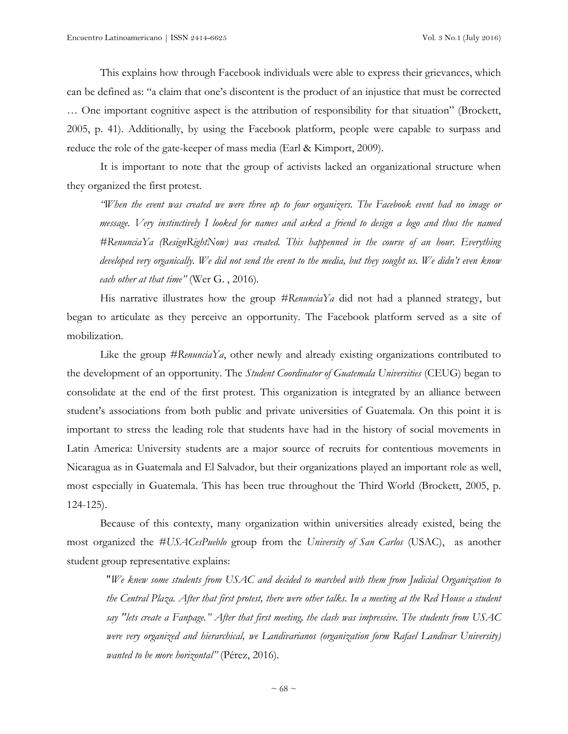This explains how through Facebook individuals were able to express their grievances, which can be defined as: "a claim that one's discontent is the product of an injustice that must be corrected … One important cognitive aspect is the attribution of responsibility for that situation" (Brockett, 2005, p. 41). Additionally, by using the Facebook platform, people were capable to surpass and reduce the role of the gate-keeper of mass media (Earl & Kimport, 2009).

It is important to note that the group of activists lacked an organizational structure when they organized the first protest.

> *"When the event was created we were three up to four organizers. The Facebook event had no image or message. Very instinctively I looked for names and asked a friend to design a logo and thus the named #RenunciaYa (ResignRightNow) was created. This happenned in the course of an hour. Everything developed very organically. We did not send the event to the media, but they sought us. We didn't even know each other at that time"* (Wer G. , 2016).

His narrative illustrates how the group *#RenunciaYa* did not had a planned strategy, but began to articulate as they perceive an opportunity. The Facebook platform served as a site of mobilization.

Like the group *#RenunciaYa*, other newly and already existing organizations contributed to the development of an opportunity. The *Student Coordinator of Guatemala Universities* (CEUG) began to consolidate at the end of the first protest. This organization is integrated by an alliance between student's associations from both public and private universities of Guatemala. On this point it is important to stress the leading role that students have had in the history of social movements in Latin America: University students are a major source of recruits for contentious movements in Nicaragua as in Guatemala and El Salvador, but their organizations played an important role as well, most especially in Guatemala. This has been true throughout the Third World (Brockett, 2005, p. 124-125).

Because of this contexty, many organization within universities already existed, being the most organized the *#USACesPueblo* group from the *University of San Carlos* (USAC), as another student group representative explains:

> "*We knew some students from USAC and decided to marched with them from Judicial Organization to the Central Plaza. After that first protest, there were other talks. In a meeting at the Red House a student say "lets create a Fanpage." After that first meeting, the clash was impressive. The students from USAC were very organized and hierarchical, we Landivarianos (organization form Rafael Landivar University) wanted to be more horizontal"* (Pérez, 2016).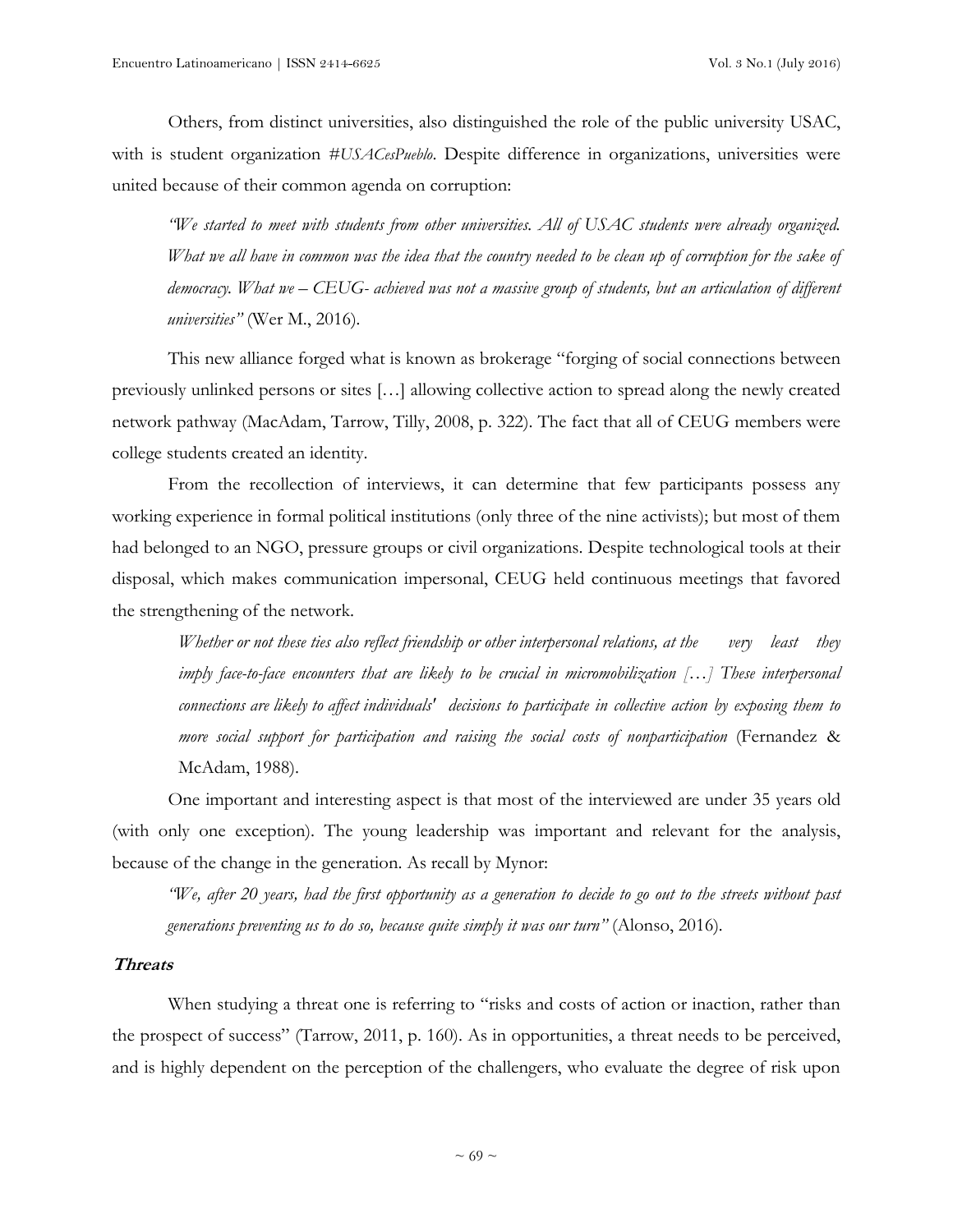Others, from distinct universities, also distinguished the role of the public university USAC, with is student organization *#USACesPueblo*. Despite difference in organizations, universities were united because of their common agenda on corruption:

> *"We started to meet with students from other universities. All of USAC students were already organized. What we all have in common was the idea that the country needed to be clean up of corruption for the sake of democracy. What we – CEUG- achieved was not a massive group of students, but an articulation of different universities"* (Wer M., 2016).

This new alliance forged what is known as brokerage "forging of social connections between previously unlinked persons or sites […] allowing collective action to spread along the newly created network pathway (MacAdam, Tarrow, Tilly, 2008, p. 322). The fact that all of CEUG members were college students created an identity.

From the recollection of interviews, it can determine that few participants possess any working experience in formal political institutions (only three of the nine activists); but most of them had belonged to an NGO, pressure groups or civil organizations. Despite technological tools at their disposal, which makes communication impersonal, CEUG held continuous meetings that favored the strengthening of the network.

> *Whether or not these ties also reflect friendship or other interpersonal relations, at the very least they imply face-to-face encounters that are likely to be crucial in micromobilization […] These interpersonal connections are likely to affect individuals' decisions to participate in collective action by exposing them to more social support for participation and raising the social costs of nonparticipation* (Fernandez & McAdam, 1988).

One important and interesting aspect is that most of the interviewed are under 35 years old (with only one exception). The young leadership was important and relevant for the analysis, because of the change in the generation. As recall by Mynor:

> *"We, after 20 years, had the first opportunity as a generation to decide to go out to the streets without past generations preventing us to do so, because quite simply it was our turn"* (Alonso, 2016).

### Threats

When studying a threat one is referring to "risks and costs of action or inaction, rather than the prospect of success" (Tarrow, 2011, p. 160). As in opportunities, a threat needs to be perceived, and is highly dependent on the perception of the challengers, who evaluate the degree of risk upon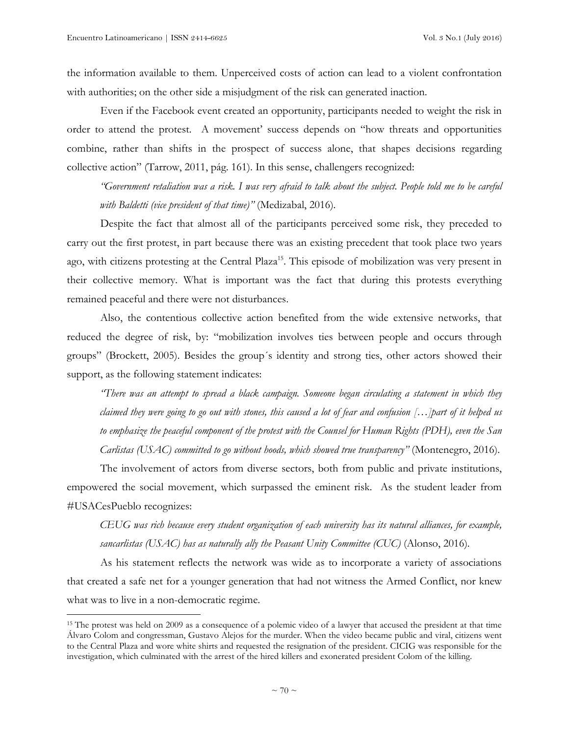the information available to them. Unperceived costs of action can lead to a violent confrontation with authorities; on the other side a misjudgment of the risk can generated inaction.

Even if the Facebook event created an opportunity, participants needed to weight the risk in order to attend the protest. A movement' success depends on "how threats and opportunities combine, rather than shifts in the prospect of success alone, that shapes decisions regarding collective action" (Tarrow, 2011, pág. 161). In this sense, challengers recognized:

> *"Government retaliation was a risk. I was very afraid to talk about the subject. People told me to be careful with Baldetti (vice president of that time)"* (Medizabal, 2016).

Despite the fact that almost all of the participants perceived some risk, they preceded to carry out the first protest, in part because there was an existing precedent that took place two years ago, with citizens protesting at the Central Plaza[15]. This episode of mobilization was very present in their collective memory. What is important was the fact that during this protests everything remained peaceful and there were not disturbances.

Also, the contentious collective action benefited from the wide extensive networks, that reduced the degree of risk, by: "mobilization involves ties between people and occurs through groups" (Brockett, 2005). Besides the group´s identity and strong ties, other actors showed their support, as the following statement indicates:

> *"There was an attempt to spread a black campaign. Someone began circulating a statement in which they claimed they were going to go out with stones, this caused a lot of fear and confusion […]part of it helped us to emphasize the peaceful component of the protest with the Counsel for Human Rights (PDH), even the San Carlistas (USAC) committed to go without hoods, which showed true transparency"* (Montenegro, 2016).

The involvement of actors from diverse sectors, both from public and private institutions, empowered the social movement, which surpassed the eminent risk. As the student leader from #USACesPueblo recognizes:

> *CEUG was rich because every student organization of each university has its natural alliances, for example, sancarlistas (USAC) has as naturally ally the Peasant Unity Committee (CUC)* (Alonso, 2016).

As his statement reflects the network was wide as to incorporate a variety of associations that created a safe net for a younger generation that had not witness the Armed Conflict, nor knew what was to live in a non-democratic regime.

---

[15] The protest was held on 2009 as a consequence of a polemic video of a lawyer that accused the president at that time Álvaro Colom and congressman, Gustavo Alejos for the murder. When the video became public and viral, citizens went to the Central Plaza and wore white shirts and requested the resignation of the president. CICIG was responsible for the investigation, which culminated with the arrest of the hired killers and exonerated president Colom of the killing.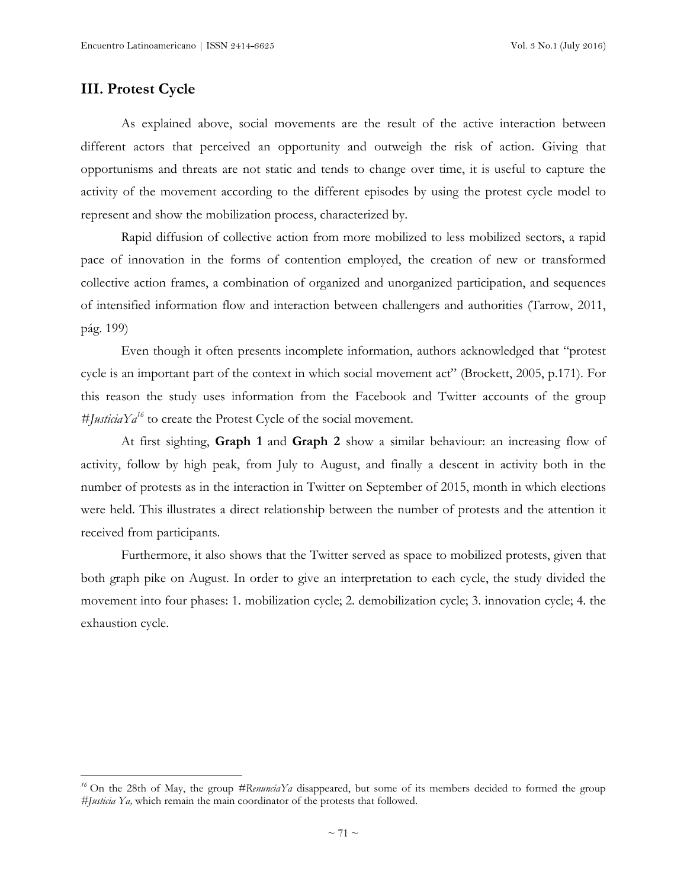## III. Protest Cycle

As explained above, social movements are the result of the active interaction between different actors that perceived an opportunity and outweigh the risk of action. Giving that opportunisms and threats are not static and tends to change over time, it is useful to capture the activity of the movement according to the different episodes by using the protest cycle model to represent and show the mobilization process, characterized by.

Rapid diffusion of collective action from more mobilized to less mobilized sectors, a rapid pace of innovation in the forms of contention employed, the creation of new or transformed collective action frames, a combination of organized and unorganized participation, and sequences of intensified information flow and interaction between challengers and authorities (Tarrow, 2011, pág. 199)

Even though it often presents incomplete information, authors acknowledged that "protest cycle is an important part of the context in which social movement act" (Brockett, 2005, p.171). For this reason the study uses information from the Facebook and Twitter accounts of the group *#JusticiaYa*[16] to create the Protest Cycle of the social movement.

At first sighting, **Graph 1** and **Graph 2** show a similar behaviour: an increasing flow of activity, follow by high peak, from July to August, and finally a descent in activity both in the number of protests as in the interaction in Twitter on September of 2015, month in which elections were held. This illustrates a direct relationship between the number of protests and the attention it received from participants.

Furthermore, it also shows that the Twitter served as space to mobilized protests, given that both graph pike on August. In order to give an interpretation to each cycle, the study divided the movement into four phases: 1. mobilization cycle; 2. demobilization cycle; 3. innovation cycle; 4. the exhaustion cycle.

[16] On the 28th of May, the group *#RenunciaYa* disappeared, but some of its members decided to formed the group *#Justicia Ya,* which remain the main coordinator of the protests that followed.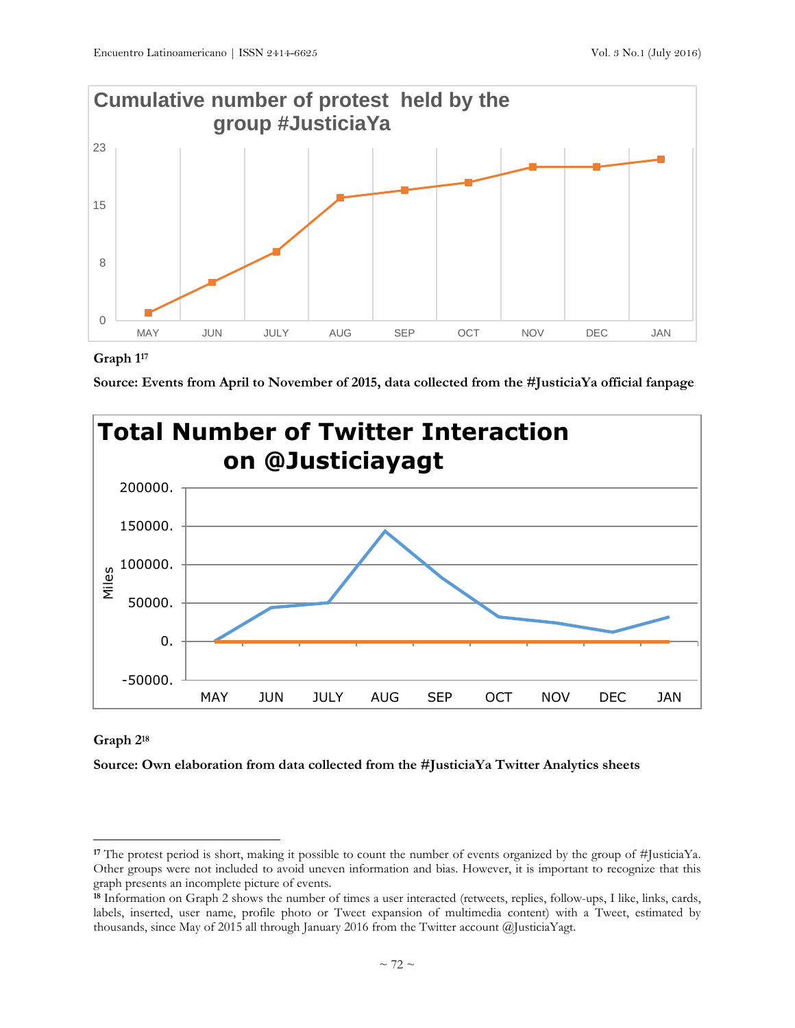Graph 1[17]

**Source: Events from April to November of 2015, data collected from the #JusticiaYa official fanpage**

Graph 2[18]

**Source: Own elaboration from data collected from the #JusticiaYa Twitter Analytics sheets**

---

[17] The protest period is short, making it possible to count the number of events organized by the group of #JusticiaYa. Other groups were not included to avoid uneven information and bias. However, it is important to recognize that this graph presents an incomplete picture of events.

[18] Information on Graph 2 shows the number of times a user interacted (retweets, replies, follow-ups, I like, links, cards, labels, inserted, user name, profile photo or Tweet expansion of multimedia content) with a Tweet, estimated by thousands, since May of 2015 all through January 2016 from the Twitter account @JusticiaYagt.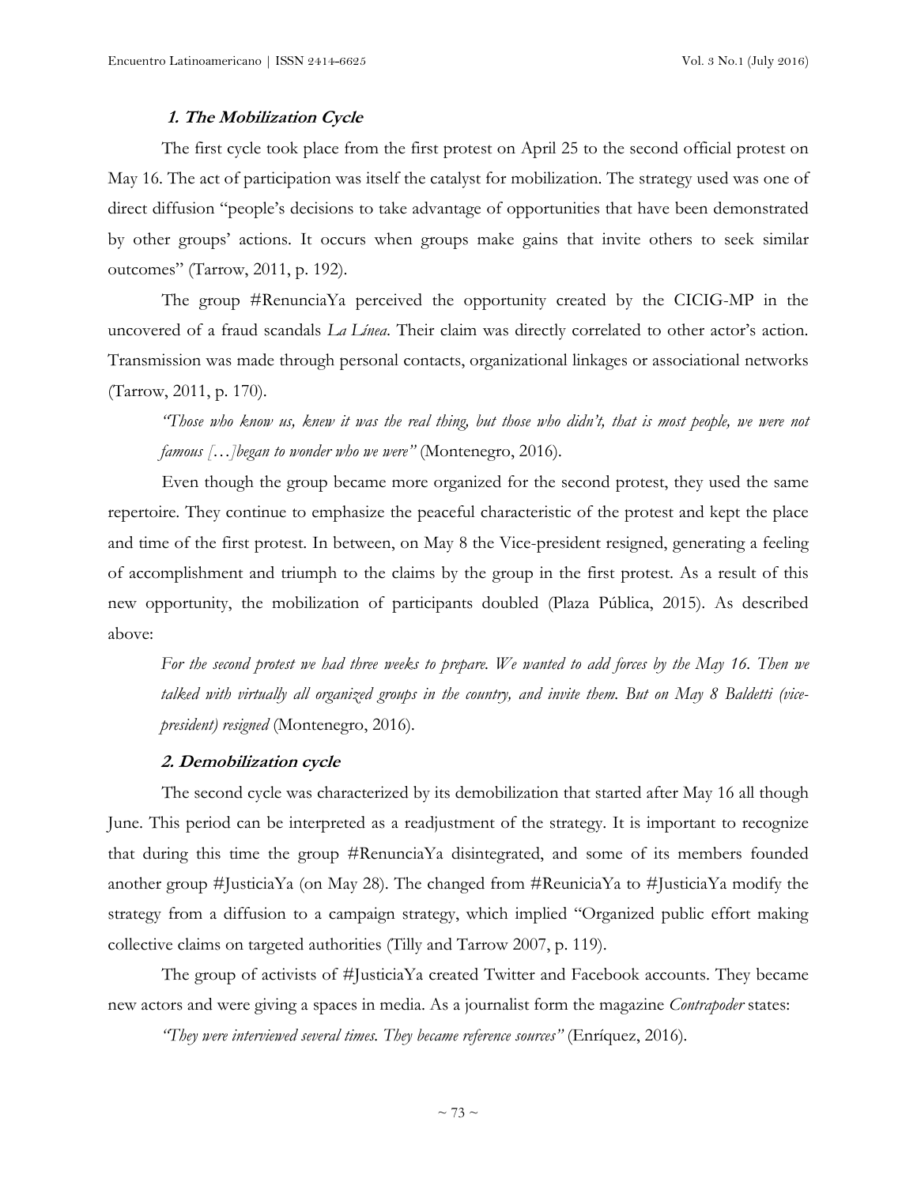### 1. The Mobilization Cycle

The first cycle took place from the first protest on April 25 to the second official protest on May 16. The act of participation was itself the catalyst for mobilization. The strategy used was one of direct diffusion "people's decisions to take advantage of opportunities that have been demonstrated by other groups' actions. It occurs when groups make gains that invite others to seek similar outcomes" (Tarrow, 2011, p. 192).

The group #RenunciaYa perceived the opportunity created by the CICIG-MP in the uncovered of a fraud scandals *La Línea*. Their claim was directly correlated to other actor's action. Transmission was made through personal contacts, organizational linkages or associational networks (Tarrow, 2011, p. 170).

> *"Those who know us, knew it was the real thing, but those who didn't, that is most people, we were not famous […]began to wonder who we were"* (Montenegro, 2016).

Even though the group became more organized for the second protest, they used the same repertoire. They continue to emphasize the peaceful characteristic of the protest and kept the place and time of the first protest. In between, on May 8 the Vice-president resigned, generating a feeling of accomplishment and triumph to the claims by the group in the first protest. As a result of this new opportunity, the mobilization of participants doubled (Plaza Pública, 2015). As described above:

> *For the second protest we had three weeks to prepare. We wanted to add forces by the May 16. Then we talked with virtually all organized groups in the country, and invite them. But on May 8 Baldetti (vice-president) resigned* (Montenegro, 2016).

### 2. Demobilization cycle

The second cycle was characterized by its demobilization that started after May 16 all though June. This period can be interpreted as a readjustment of the strategy. It is important to recognize that during this time the group #RenunciaYa disintegrated, and some of its members founded another group #JusticiaYa (on May 28). The changed from #ReuniciaYa to #JusticiaYa modify the strategy from a diffusion to a campaign strategy, which implied "Organized public effort making collective claims on targeted authorities (Tilly and Tarrow 2007, p. 119).

The group of activists of #JusticiaYa created Twitter and Facebook accounts. They became new actors and were giving a spaces in media. As a journalist form the magazine *Contrapoder* states:

> *"They were interviewed several times. They became reference sources"* (Enríquez, 2016).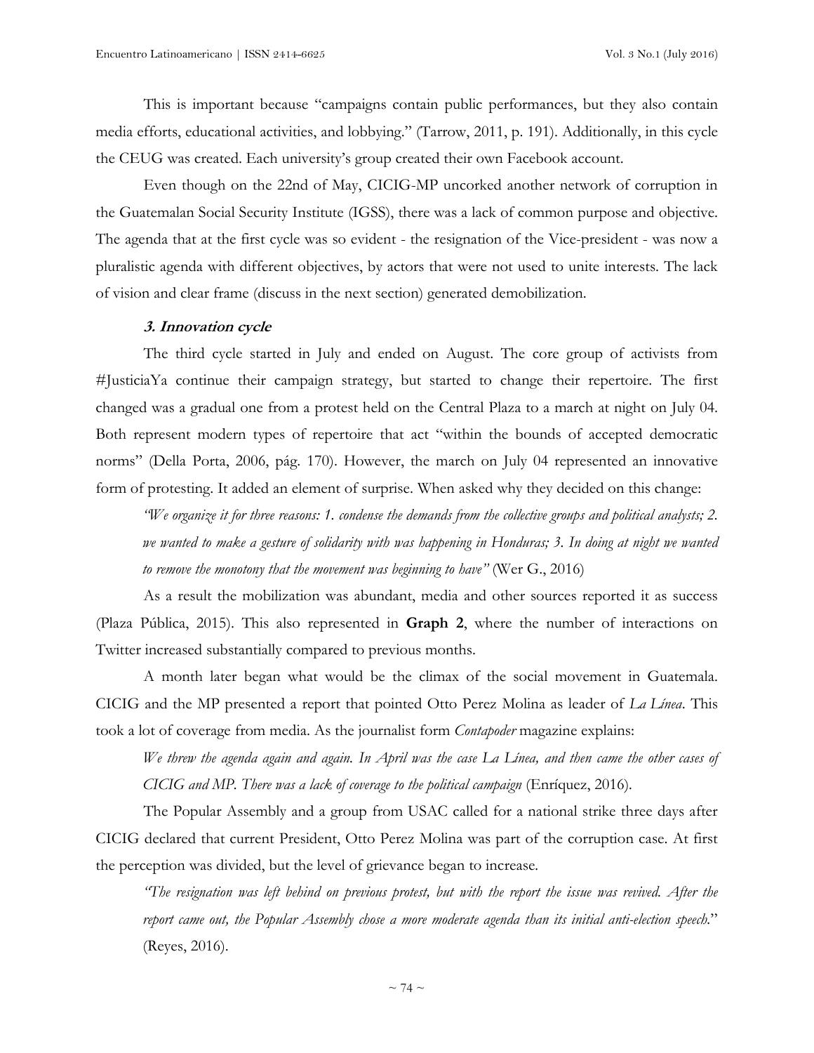This is important because "campaigns contain public performances, but they also contain media efforts, educational activities, and lobbying." (Tarrow, 2011, p. 191). Additionally, in this cycle the CEUG was created. Each university's group created their own Facebook account.

Even though on the 22nd of May, CICIG-MP uncorked another network of corruption in the Guatemalan Social Security Institute (IGSS), there was a lack of common purpose and objective. The agenda that at the first cycle was so evident - the resignation of the Vice-president - was now a pluralistic agenda with different objectives, by actors that were not used to unite interests. The lack of vision and clear frame (discuss in the next section) generated demobilization.

### *3. Innovation cycle*

The third cycle started in July and ended on August. The core group of activists from #JusticiaYa continue their campaign strategy, but started to change their repertoire. The first changed was a gradual one from a protest held on the Central Plaza to a march at night on July 04. Both represent modern types of repertoire that act "within the bounds of accepted democratic norms" (Della Porta, 2006, pág. 170). However, the march on July 04 represented an innovative form of protesting. It added an element of surprise. When asked why they decided on this change:

> *"We organize it for three reasons: 1. condense the demands from the collective groups and political analysts; 2. we wanted to make a gesture of solidarity with was happening in Honduras; 3. In doing at night we wanted to remove the monotony that the movement was beginning to have"* (Wer G., 2016)

As a result the mobilization was abundant, media and other sources reported it as success (Plaza Pública, 2015). This also represented in **Graph 2**, where the number of interactions on Twitter increased substantially compared to previous months.

A month later began what would be the climax of the social movement in Guatemala. CICIG and the MP presented a report that pointed Otto Perez Molina as leader of *La Línea*. This took a lot of coverage from media. As the journalist form *Contapoder* magazine explains:

> *We threw the agenda again and again. In April was the case La Línea, and then came the other cases of CICIG and MP. There was a lack of coverage to the political campaign* (Enríquez, 2016).

The Popular Assembly and a group from USAC called for a national strike three days after CICIG declared that current President, Otto Perez Molina was part of the corruption case. At first the perception was divided, but the level of grievance began to increase.

> *"The resignation was left behind on previous protest, but with the report the issue was revived. After the report came out, the Popular Assembly chose a more moderate agenda than its initial anti-election speech.*" (Reyes, 2016).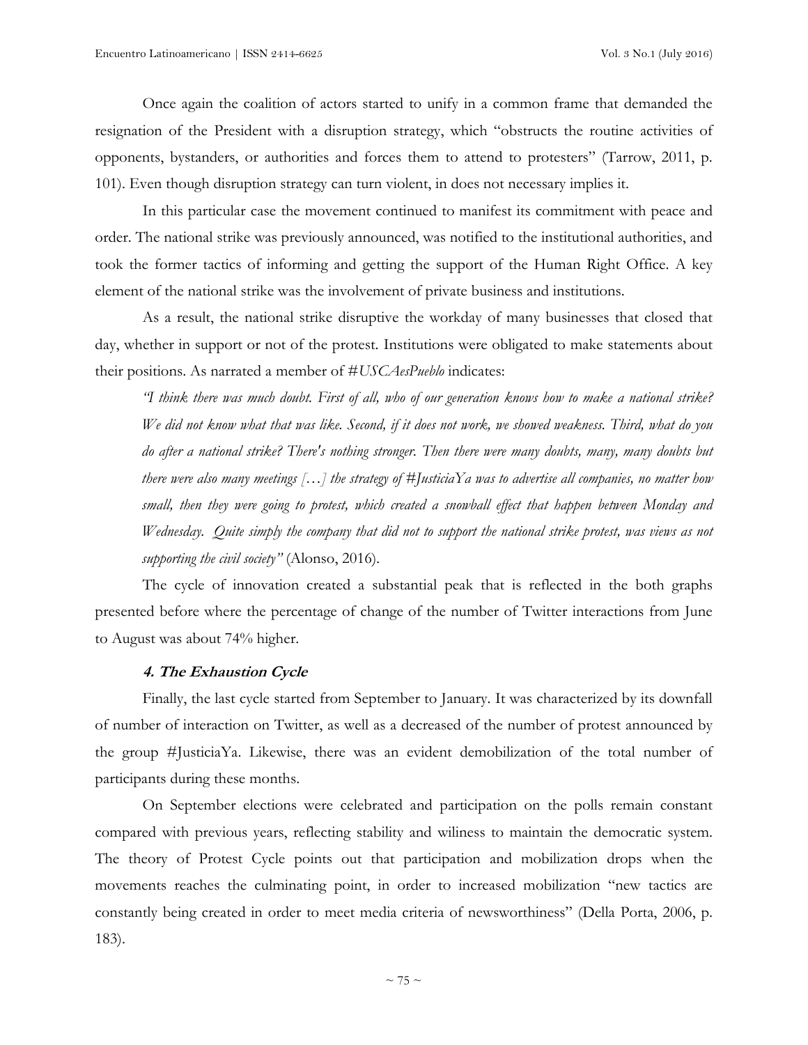Once again the coalition of actors started to unify in a common frame that demanded the resignation of the President with a disruption strategy, which "obstructs the routine activities of opponents, bystanders, or authorities and forces them to attend to protesters" (Tarrow, 2011, p. 101). Even though disruption strategy can turn violent, in does not necessary implies it.

In this particular case the movement continued to manifest its commitment with peace and order. The national strike was previously announced, was notified to the institutional authorities, and took the former tactics of informing and getting the support of the Human Right Office. A key element of the national strike was the involvement of private business and institutions.

As a result, the national strike disruptive the workday of many businesses that closed that day, whether in support or not of the protest. Institutions were obligated to make statements about their positions. As narrated a member of #*USCAesPueblo* indicates:

> *"I think there was much doubt. First of all, who of our generation knows how to make a national strike? We did not know what that was like. Second, if it does not work, we showed weakness. Third, what do you do after a national strike? There's nothing stronger. Then there were many doubts, many, many doubts but there were also many meetings […] the strategy of #JusticiaYa was to advertise all companies, no matter how small, then they were going to protest, which created a snowball effect that happen between Monday and Wednesday. Quite simply the company that did not to support the national strike protest, was views as not supporting the civil society"* (Alonso, 2016).

The cycle of innovation created a substantial peak that is reflected in the both graphs presented before where the percentage of change of the number of Twitter interactions from June to August was about 74% higher.

#### 4. The Exhaustion Cycle

Finally, the last cycle started from September to January. It was characterized by its downfall of number of interaction on Twitter, as well as a decreased of the number of protest announced by the group #JusticiaYa. Likewise, there was an evident demobilization of the total number of participants during these months.

On September elections were celebrated and participation on the polls remain constant compared with previous years, reflecting stability and wiliness to maintain the democratic system. The theory of Protest Cycle points out that participation and mobilization drops when the movements reaches the culminating point, in order to increased mobilization "new tactics are constantly being created in order to meet media criteria of newsworthiness" (Della Porta, 2006, p. 183).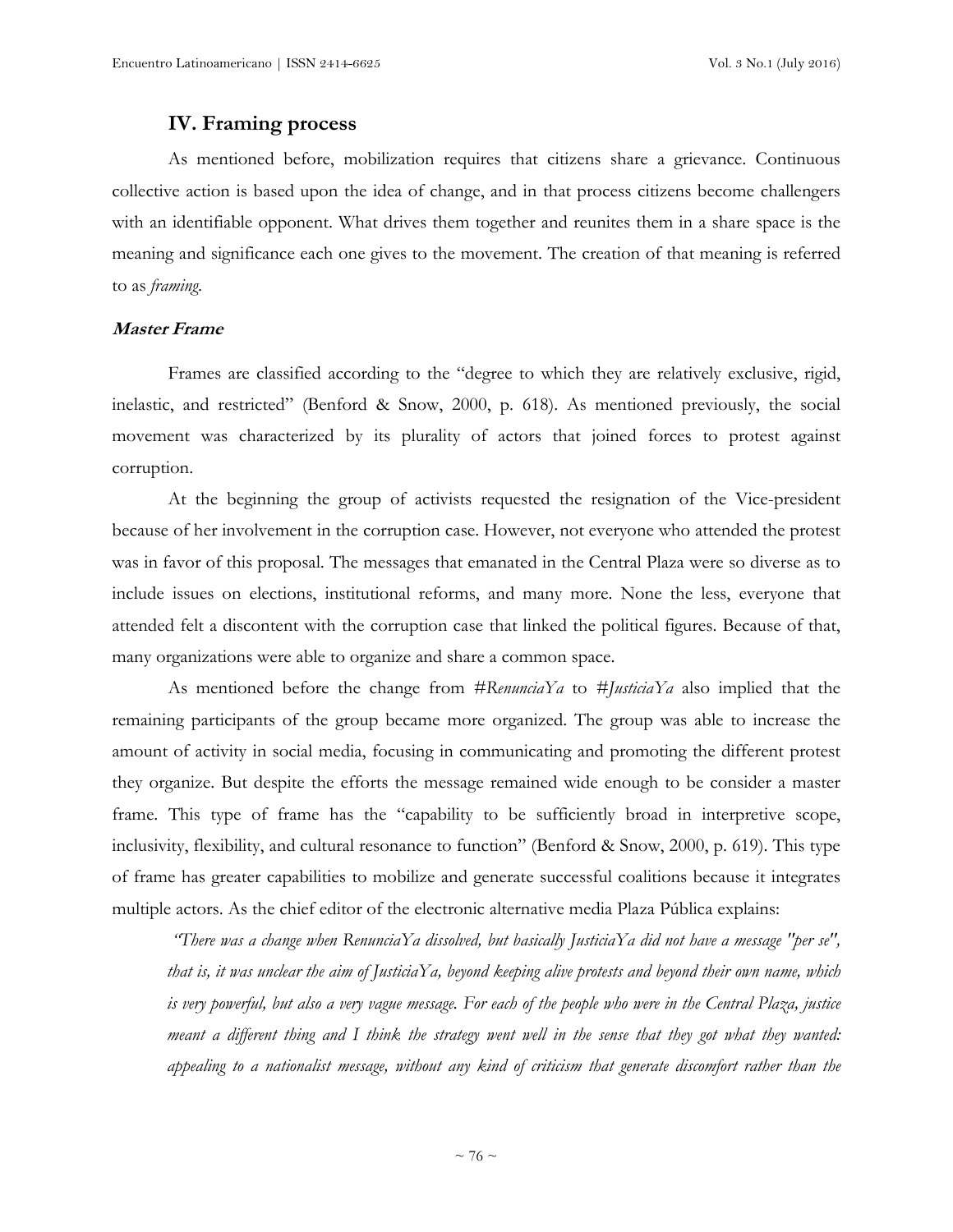## IV. Framing process

As mentioned before, mobilization requires that citizens share a grievance. Continuous collective action is based upon the idea of change, and in that process citizens become challengers with an identifiable opponent. What drives them together and reunites them in a share space is the meaning and significance each one gives to the movement. The creation of that meaning is referred to as *framing*.

### Master Frame

Frames are classified according to the "degree to which they are relatively exclusive, rigid, inelastic, and restricted" (Benford & Snow, 2000, p. 618). As mentioned previously, the social movement was characterized by its plurality of actors that joined forces to protest against corruption.

At the beginning the group of activists requested the resignation of the Vice-president because of her involvement in the corruption case. However, not everyone who attended the protest was in favor of this proposal. The messages that emanated in the Central Plaza were so diverse as to include issues on elections, institutional reforms, and many more. None the less, everyone that attended felt a discontent with the corruption case that linked the political figures. Because of that, many organizations were able to organize and share a common space.

As mentioned before the change from *#RenunciaYa* to *#JusticiaYa* also implied that the remaining participants of the group became more organized. The group was able to increase the amount of activity in social media, focusing in communicating and promoting the different protest they organize. But despite the efforts the message remained wide enough to be consider a master frame. This type of frame has the "capability to be sufficiently broad in interpretive scope, inclusivity, flexibility, and cultural resonance to function" (Benford & Snow, 2000, p. 619). This type of frame has greater capabilities to mobilize and generate successful coalitions because it integrates multiple actors. As the chief editor of the electronic alternative media Plaza Pública explains:

> *"There was a change when RenunciaYa dissolved, but basically JusticiaYa did not have a message "per se", that is, it was unclear the aim of JusticiaYa, beyond keeping alive protests and beyond their own name, which is very powerful, but also a very vague message. For each of the people who were in the Central Plaza, justice meant a different thing and I think the strategy went well in the sense that they got what they wanted: appealing to a nationalist message, without any kind of criticism that generate discomfort rather than the*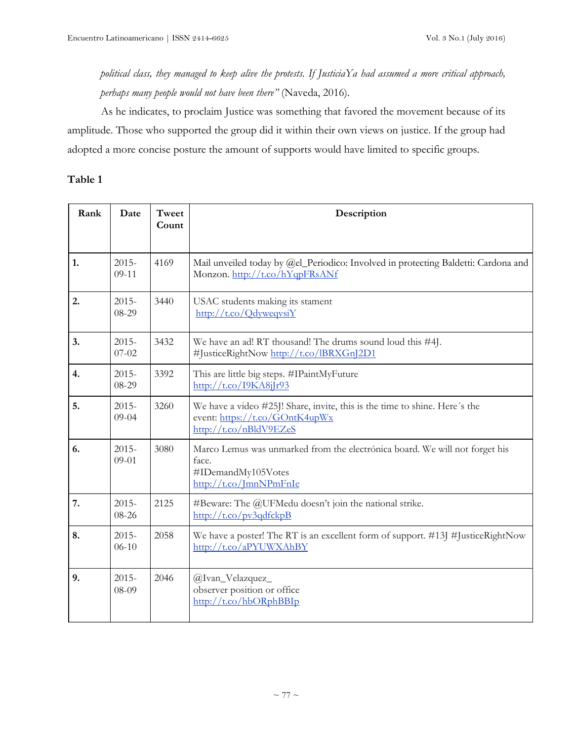*political class, they managed to keep alive the protests. If JusticiaYa had assumed a more critical approach, perhaps many people would not have been there"* (Naveda, 2016).

As he indicates, to proclaim Justice was something that favored the movement because of its amplitude. Those who supported the group did it within their own views on justice. If the group had adopted a more concise posture the amount of supports would have limited to specific groups.

**Table 1**

| Rank | Date | Tweet Count | Description |
|---|---|---|---|
| **1.** | 2015-09-11 | 4169 | Mail unveiled today by @el_Periodico: Involved in protecting Baldetti: Cardona and Monzon. http://t.co/hYqpFRsANf |
| **2.** | 2015-08-29 | 3440 | USAC students making its stament http://t.co/QdyweqvsiY |
| **3.** | 2015-07-02 | 3432 | We have an ad! RT thousand! The drums sound loud this #4J. #JusticeRightNow http://t.co/lBRXGnJ2D1 |
| **4.** | 2015-08-29 | 3392 | This are little big steps. #IPaintMyFuture http://t.co/I9KA8jJr93 |
| **5.** | 2015-09-04 | 3260 | We have a video #25J! Share, invite, this is the time to shine. Here´s the event: https://t.co/GOntK4upWx http://t.co/nBldV9EZeS |
| **6.** | 2015-09-01 | 3080 | Marco Lemus was unmarked from the electrónica board. We will not forget his face. #IDemandMy105Votes http://t.co/JmnNPmFnIe |
| **7.** | 2015-08-26 | 2125 | #Beware: The @UFMedu doesn't join the national strike. http://t.co/pv3qdfckpB |
| **8.** | 2015-06-10 | 2058 | We have a poster! The RT is an excellent form of support. #13J #JusticeRightNow http://t.co/aPYUWXAhBY |
| **9.** | 2015-08-09 | 2046 | @Ivan_Velazquez_ observer position or office http://t.co/hbORphBBIp |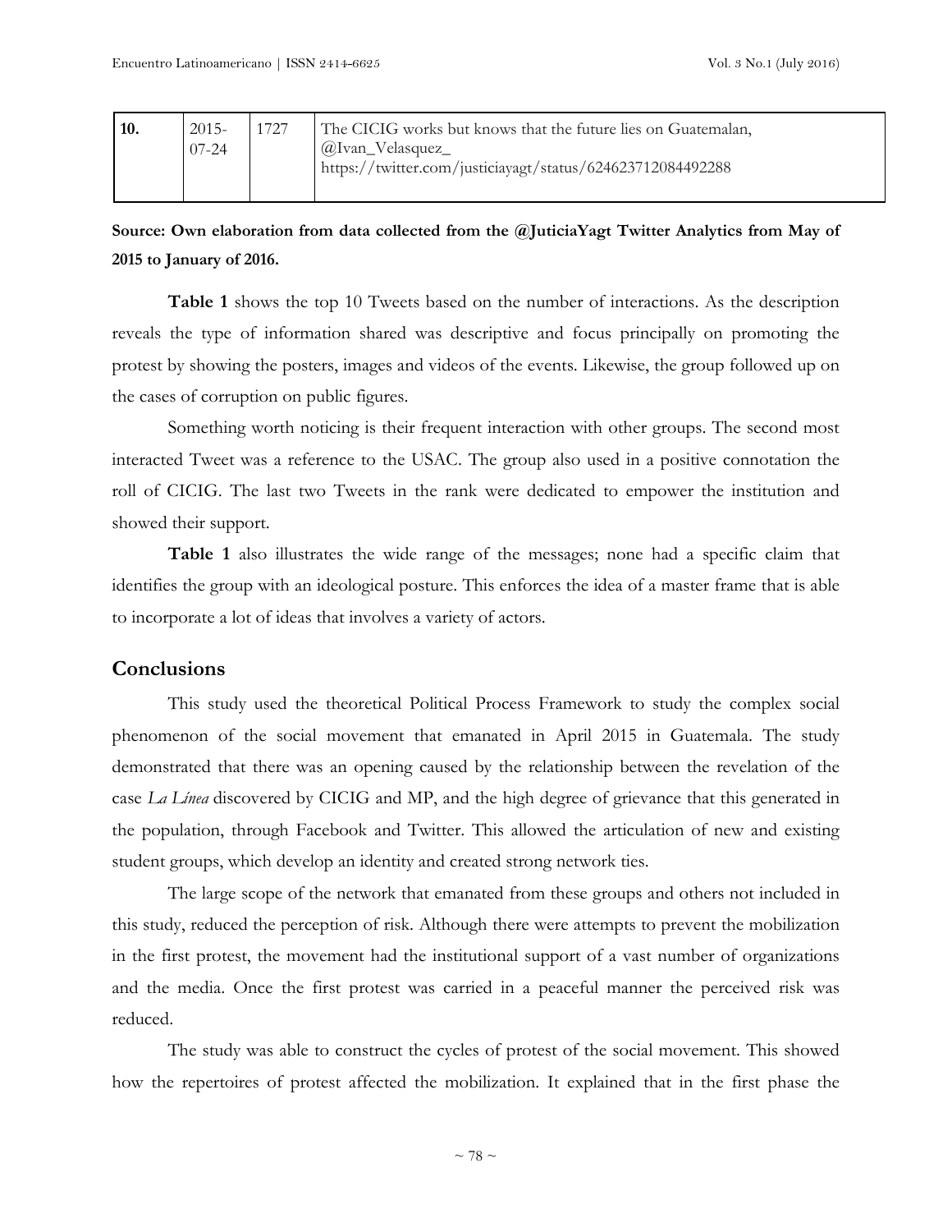| 10. | 2015-07-24 | 1727 | The CICIG works but knows that the future lies on Guatemalan, @Ivan_Velasquez_ https://twitter.com/justiciayagt/status/624623712084492288 |
|---|---|---|---|

**Source: Own elaboration from data collected from the @JuticiaYagt Twitter Analytics from May of 2015 to January of 2016.**

**Table 1** shows the top 10 Tweets based on the number of interactions. As the description reveals the type of information shared was descriptive and focus principally on promoting the protest by showing the posters, images and videos of the events. Likewise, the group followed up on the cases of corruption on public figures.

Something worth noticing is their frequent interaction with other groups. The second most interacted Tweet was a reference to the USAC. The group also used in a positive connotation the roll of CICIG. The last two Tweets in the rank were dedicated to empower the institution and showed their support.

**Table 1** also illustrates the wide range of the messages; none had a specific claim that identifies the group with an ideological posture. This enforces the idea of a master frame that is able to incorporate a lot of ideas that involves a variety of actors.

## Conclusions

This study used the theoretical Political Process Framework to study the complex social phenomenon of the social movement that emanated in April 2015 in Guatemala. The study demonstrated that there was an opening caused by the relationship between the revelation of the case *La Línea* discovered by CICIG and MP, and the high degree of grievance that this generated in the population, through Facebook and Twitter. This allowed the articulation of new and existing student groups, which develop an identity and created strong network ties.

The large scope of the network that emanated from these groups and others not included in this study, reduced the perception of risk. Although there were attempts to prevent the mobilization in the first protest, the movement had the institutional support of a vast number of organizations and the media. Once the first protest was carried in a peaceful manner the perceived risk was reduced.

The study was able to construct the cycles of protest of the social movement. This showed how the repertoires of protest affected the mobilization. It explained that in the first phase the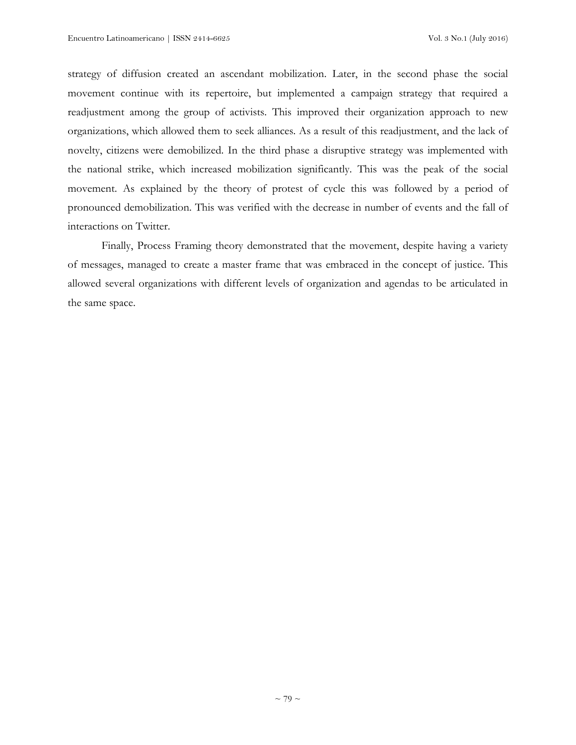strategy of diffusion created an ascendant mobilization. Later, in the second phase the social movement continue with its repertoire, but implemented a campaign strategy that required a readjustment among the group of activists. This improved their organization approach to new organizations, which allowed them to seek alliances. As a result of this readjustment, and the lack of novelty, citizens were demobilized. In the third phase a disruptive strategy was implemented with the national strike, which increased mobilization significantly. This was the peak of the social movement. As explained by the theory of protest of cycle this was followed by a period of pronounced demobilization. This was verified with the decrease in number of events and the fall of interactions on Twitter.

Finally, Process Framing theory demonstrated that the movement, despite having a variety of messages, managed to create a master frame that was embraced in the concept of justice. This allowed several organizations with different levels of organization and agendas to be articulated in the same space.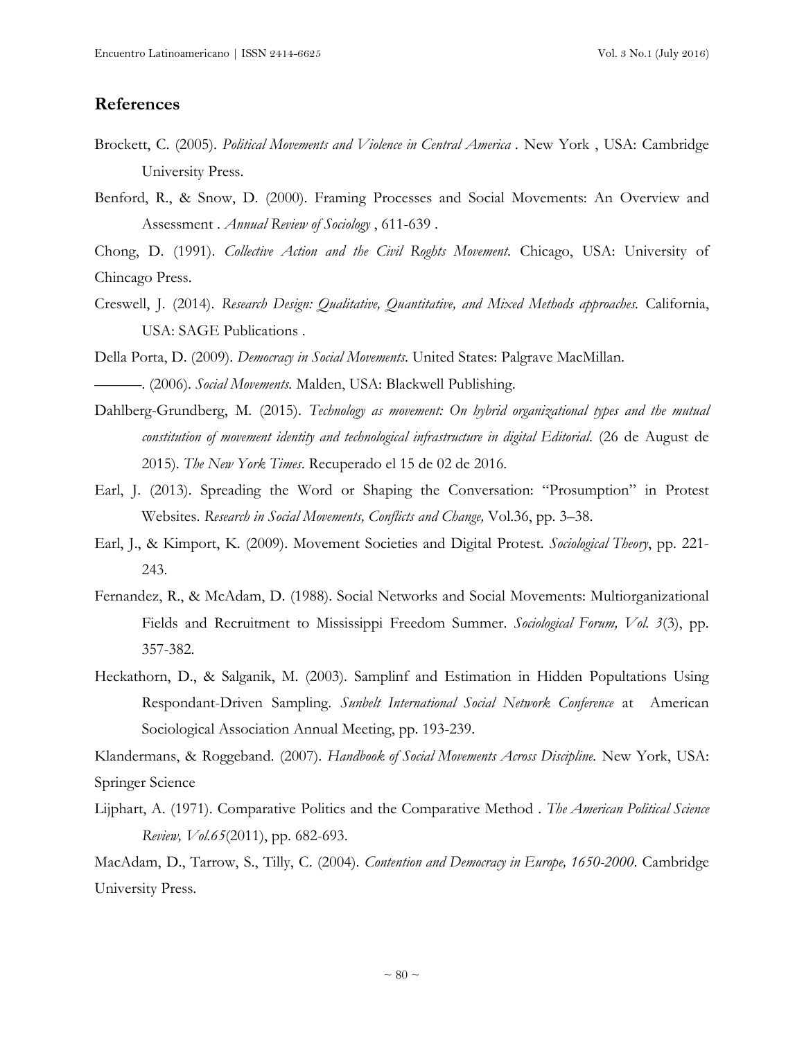## References

Brockett, C. (2005). *Political Movements and Violence in Central America* . New York , USA: Cambridge University Press.

Benford, R., & Snow, D. (2000). Framing Processes and Social Movements: An Overview and Assessment . *Annual Review of Sociology* , 611-639 .

Chong, D. (1991). *Collective Action and the Civil Roghts Movement*. Chicago, USA: University of Chincago Press.

Creswell, J. (2014). *Research Design: Qualitative, Quantitative, and Mixed Methods approaches.* California, USA: SAGE Publications .

Della Porta, D. (2009). *Democracy in Social Movements.* United States: Palgrave MacMillan.

———. (2006). *Social Movements.* Malden, USA: Blackwell Publishing.

Dahlberg-Grundberg, M. (2015). *Technology as movement: On hybrid organizational types and the mutual constitution of movement identity and technological infrastructure in digital Editorial.* (26 de August de 2015). *The New York Times*. Recuperado el 15 de 02 de 2016.

Earl, J. (2013). Spreading the Word or Shaping the Conversation: "Prosumption" in Protest Websites. *Research in Social Movements, Conflicts and Change,* Vol.36, pp. 3–38.

Earl, J., & Kimport, K. (2009). Movement Societies and Digital Protest. *Sociological Theory*, pp. 221-243.

Fernandez, R., & McAdam, D. (1988). Social Networks and Social Movements: Multiorganizational Fields and Recruitment to Mississippi Freedom Summer. *Sociological Forum, Vol. 3*(3), pp. 357-382.

Heckathorn, D., & Salganik, M. (2003). Samplinf and Estimation in Hidden Popultations Using Respondant-Driven Sampling. *Sunbelt International Social Network Conference* at American Sociological Association Annual Meeting, pp. 193-239.

Klandermans, & Roggeband. (2007). *Handbook of Social Movements Across Discipline.* New York, USA: Springer Science

Lijphart, A. (1971). Comparative Politics and the Comparative Method . *The American Political Science Review, Vol.65*(2011), pp. 682-693.

MacAdam, D., Tarrow, S., Tilly, C. (2004). *Contention and Democracy in Europe, 1650-2000*. Cambridge University Press.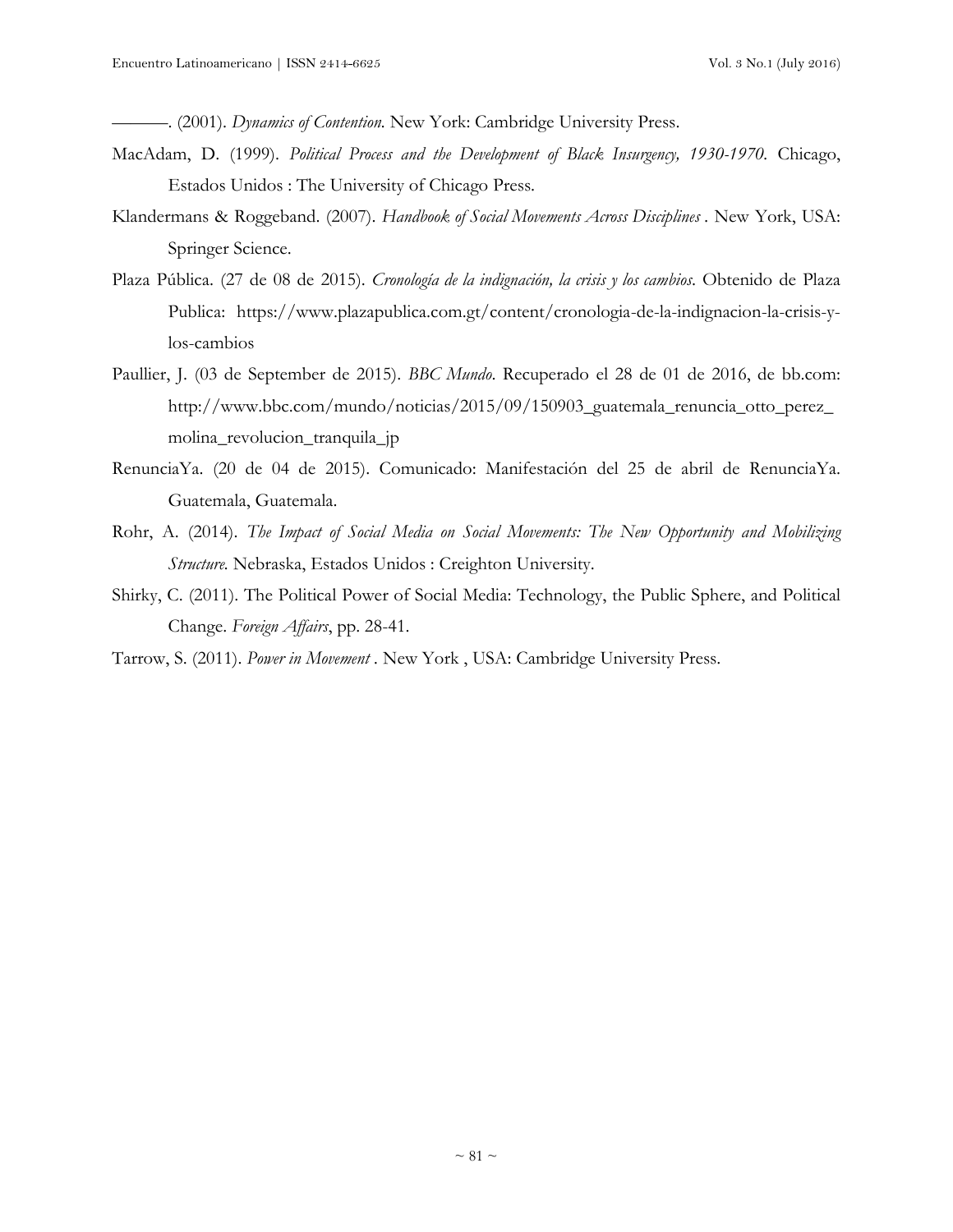———. (2001). *Dynamics of Contention.* New York: Cambridge University Press.

MacAdam, D. (1999). *Political Process and the Development of Black Insurgency, 1930-1970.* Chicago, Estados Unidos : The University of Chicago Press.

Klandermans & Roggeband. (2007). *Handbook of Social Movements Across Disciplines* . New York, USA: Springer Science.

Plaza Pública. (27 de 08 de 2015). *Cronología de la indignación, la crisis y los cambios.* Obtenido de Plaza Publica: https://www.plazapublica.com.gt/content/cronologia-de-la-indignacion-la-crisis-y-los-cambios

Paullier, J. (03 de September de 2015). *BBC Mundo.* Recuperado el 28 de 01 de 2016, de bb.com: http://www.bbc.com/mundo/noticias/2015/09/150903_guatemala_renuncia_otto_perez_molina_revolucion_tranquila_jp

RenunciaYa. (20 de 04 de 2015). Comunicado: Manifestación del 25 de abril de RenunciaYa. Guatemala, Guatemala.

Rohr, A. (2014). *The Impact of Social Media on Social Movements: The New Opportunity and Mobilizing Structure.* Nebraska, Estados Unidos : Creighton University.

Shirky, C. (2011). The Political Power of Social Media: Technology, the Public Sphere, and Political Change. *Foreign Affairs*, pp. 28-41.

Tarrow, S. (2011). *Power in Movement* . New York , USA: Cambridge University Press.